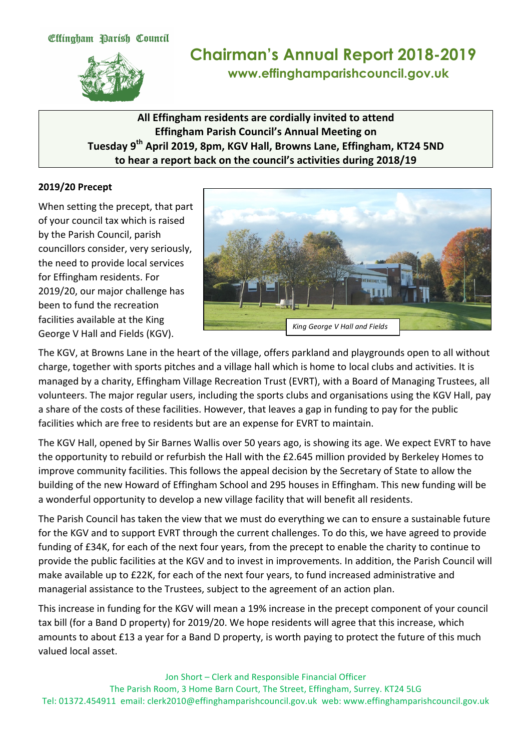Effingham Parish Council

# Chairman's Annual Report 2018-2019

**www.effinghamparishcouncil.gov.uk**

**All Effingham residents are cordially invited to attend Effingham Parish Council's Annual Meeting on Tuesday 9th April 2019, 8pm, KGV Hall, Browns Lane, Effingham, KT24 5ND to hear a report back on the council's activities during 2018/19**

### 2019/20 Precept

When setting the precept, that part of your council tax which is raised by the Parish Council, parish councillors consider, very seriously, the need to provide local services for Effingham residents. For 2019/20, our major challenge has been to fund the recreation facilities available at the King George V Hall and Fields (KGV).

*King George V Hall and Fields*

The KGV, at Browns Lane in the heart of the village, offers parkland and playgrounds open to all without charge, together with sports pitches and a village hall which is home to local clubs and activities. It is managed by a charity, Effingham Village Recreation Trust (EVRT), with a Board of Managing Trustees, all volunteers. The major regular users, including the sports clubs and organisations using the KGV Hall, pay a share of the costs of these facilities. However, that leaves a gap in funding to pay for the public facilities which are free to residents but are an expense for EVRT to maintain.

The KGV Hall, opened by Sir Barnes Wallis over 50 years ago, is showing its age. We expect EVRT to have the opportunity to rebuild or refurbish the Hall with the £2.645 million provided by Berkeley Homes to improve community facilities. This follows the appeal decision by the Secretary of State to allow the building of the new Howard of Effingham School and 295 houses in Effingham. This new funding will be a wonderful opportunity to develop a new village facility that will benefit all residents.

The Parish Council has taken the view that we must do everything we can to ensure a sustainable future for the KGV and to support EVRT through the current challenges. To do this, we have agreed to provide funding of £34K, for each of the next four years, from the precept to enable the charity to continue to provide the public facilities at the KGV and to invest in improvements. In addition, the Parish Council will make available up to £22K, for each of the next four years, to fund increased administrative and managerial assistance to the Trustees, subject to the agreement of an action plan.

This increase in funding for the KGV will mean a 19% increase in the precept component of your council tax bill (for a Band D property) for 2019/20. We hope residents will agree that this increase, which amounts to about £13 a year for a Band D property, is worth paying to protect the future of this much valued local asset.

Jon Short – Clerk and Responsible Financial Officer
The Parish Room, 3 Home Barn Court, The Street, Effingham, Surrey. KT24 5LG
Tel: 01372.454911 email: clerk2010@effinghamparishcouncil.gov.uk web: www.effinghamparishcouncil.gov.uk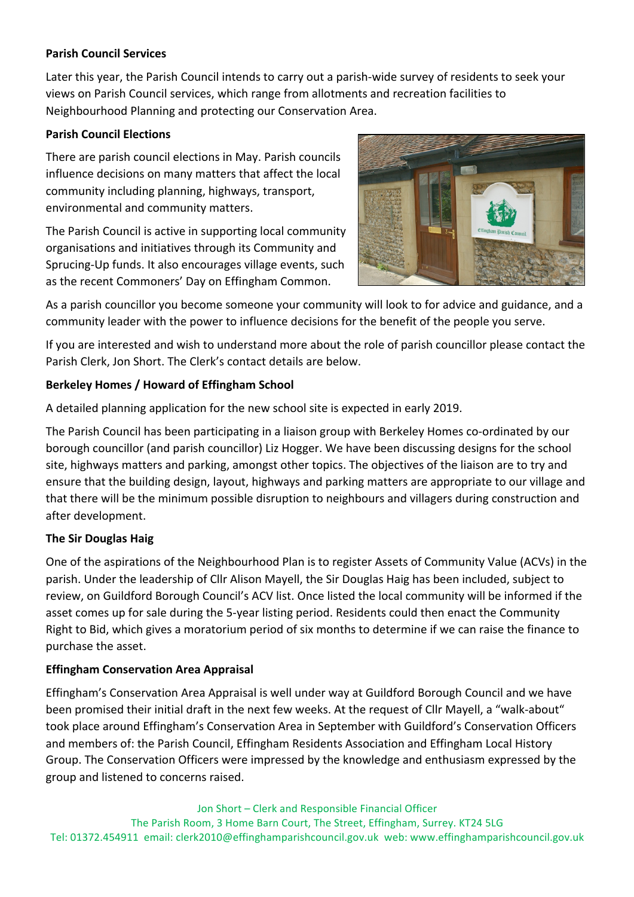**Parish Council Services**

Later this year, the Parish Council intends to carry out a parish-wide survey of residents to seek your views on Parish Council services, which range from allotments and recreation facilities to Neighbourhood Planning and protecting our Conservation Area.

**Parish Council Elections**

There are parish council elections in May. Parish councils influence decisions on many matters that affect the local community including planning, highways, transport, environmental and community matters.

The Parish Council is active in supporting local community organisations and initiatives through its Community and Sprucing-Up funds. It also encourages village events, such as the recent Commoners' Day on Effingham Common.

As a parish councillor you become someone your community will look to for advice and guidance, and a community leader with the power to influence decisions for the benefit of the people you serve.

If you are interested and wish to understand more about the role of parish councillor please contact the Parish Clerk, Jon Short. The Clerk's contact details are below.

**Berkeley Homes / Howard of Effingham School**

A detailed planning application for the new school site is expected in early 2019.

The Parish Council has been participating in a liaison group with Berkeley Homes co-ordinated by our borough councillor (and parish councillor) Liz Hogger. We have been discussing designs for the school site, highways matters and parking, amongst other topics. The objectives of the liaison are to try and ensure that the building design, layout, highways and parking matters are appropriate to our village and that there will be the minimum possible disruption to neighbours and villagers during construction and after development.

**The Sir Douglas Haig**

One of the aspirations of the Neighbourhood Plan is to register Assets of Community Value (ACVs) in the parish. Under the leadership of Cllr Alison Mayell, the Sir Douglas Haig has been included, subject to review, on Guildford Borough Council's ACV list. Once listed the local community will be informed if the asset comes up for sale during the 5-year listing period. Residents could then enact the Community Right to Bid, which gives a moratorium period of six months to determine if we can raise the finance to purchase the asset.

**Effingham Conservation Area Appraisal**

Effingham's Conservation Area Appraisal is well under way at Guildford Borough Council and we have been promised their initial draft in the next few weeks. At the request of Cllr Mayell, a "walk-about" took place around Effingham's Conservation Area in September with Guildford's Conservation Officers and members of: the Parish Council, Effingham Residents Association and Effingham Local History Group. The Conservation Officers were impressed by the knowledge and enthusiasm expressed by the group and listened to concerns raised.

Jon Short – Clerk and Responsible Financial Officer
The Parish Room, 3 Home Barn Court, The Street, Effingham, Surrey. KT24 5LG
Tel: 01372.454911 email: clerk2010@effinghamparishcouncil.gov.uk web: www.effinghamparishcouncil.gov.uk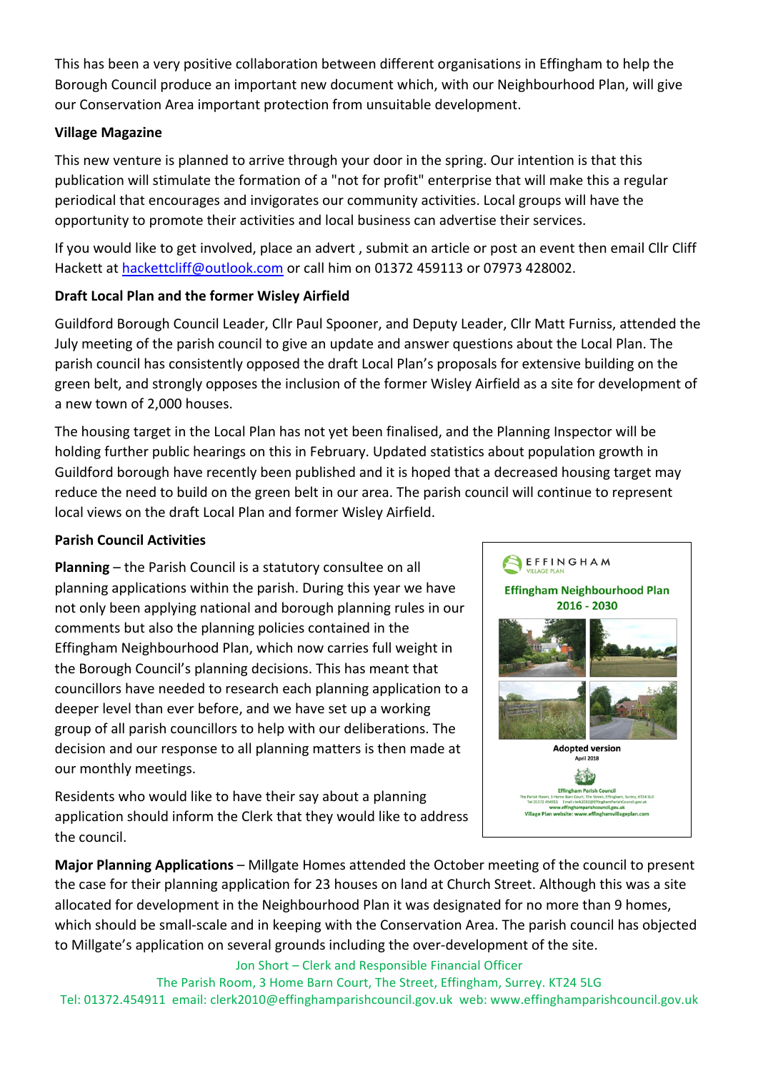This has been a very positive collaboration between different organisations in Effingham to help the Borough Council produce an important new document which, with our Neighbourhood Plan, will give our Conservation Area important protection from unsuitable development.

**Village Magazine**

This new venture is planned to arrive through your door in the spring. Our intention is that this publication will stimulate the formation of a "not for profit" enterprise that will make this a regular periodical that encourages and invigorates our community activities. Local groups will have the opportunity to promote their activities and local business can advertise their services.

If you would like to get involved, place an advert , submit an article or post an event then email Cllr Cliff Hackett at hackettcliff@outlook.com or call him on 01372 459113 or 07973 428002.

**Draft Local Plan and the former Wisley Airfield**

Guildford Borough Council Leader, Cllr Paul Spooner, and Deputy Leader, Cllr Matt Furniss, attended the July meeting of the parish council to give an update and answer questions about the Local Plan. The parish council has consistently opposed the draft Local Plan's proposals for extensive building on the green belt, and strongly opposes the inclusion of the former Wisley Airfield as a site for development of a new town of 2,000 houses.

The housing target in the Local Plan has not yet been finalised, and the Planning Inspector will be holding further public hearings on this in February. Updated statistics about population growth in Guildford borough have recently been published and it is hoped that a decreased housing target may reduce the need to build on the green belt in our area. The parish council will continue to represent local views on the draft Local Plan and former Wisley Airfield.

**Parish Council Activities**

**Planning** – the Parish Council is a statutory consultee on all planning applications within the parish. During this year we have not only been applying national and borough planning rules in our comments but also the planning policies contained in the Effingham Neighbourhood Plan, which now carries full weight in the Borough Council's planning decisions. This has meant that councillors have needed to research each planning application to a deeper level than ever before, and we have set up a working group of all parish councillors to help with our deliberations. The decision and our response to all planning matters is then made at our monthly meetings.

Residents who would like to have their say about a planning application should inform the Clerk that they would like to address the council.

EFFINGHAM VILLAGE PLAN

Effingham Neighbourhood Plan 2016 - 2030

Adopted version
April 2018

Effingham Parish Council

**Major Planning Applications** – Millgate Homes attended the October meeting of the council to present the case for their planning application for 23 houses on land at Church Street. Although this was a site allocated for development in the Neighbourhood Plan it was designated for no more than 9 homes, which should be small-scale and in keeping with the Conservation Area. The parish council has objected to Millgate's application on several grounds including the over-development of the site.

Jon Short – Clerk and Responsible Financial Officer
The Parish Room, 3 Home Barn Court, The Street, Effingham, Surrey. KT24 5LG
Tel: 01372.454911 email: clerk2010@effinghamparishcouncil.gov.uk web: www.effinghamparishcouncil.gov.uk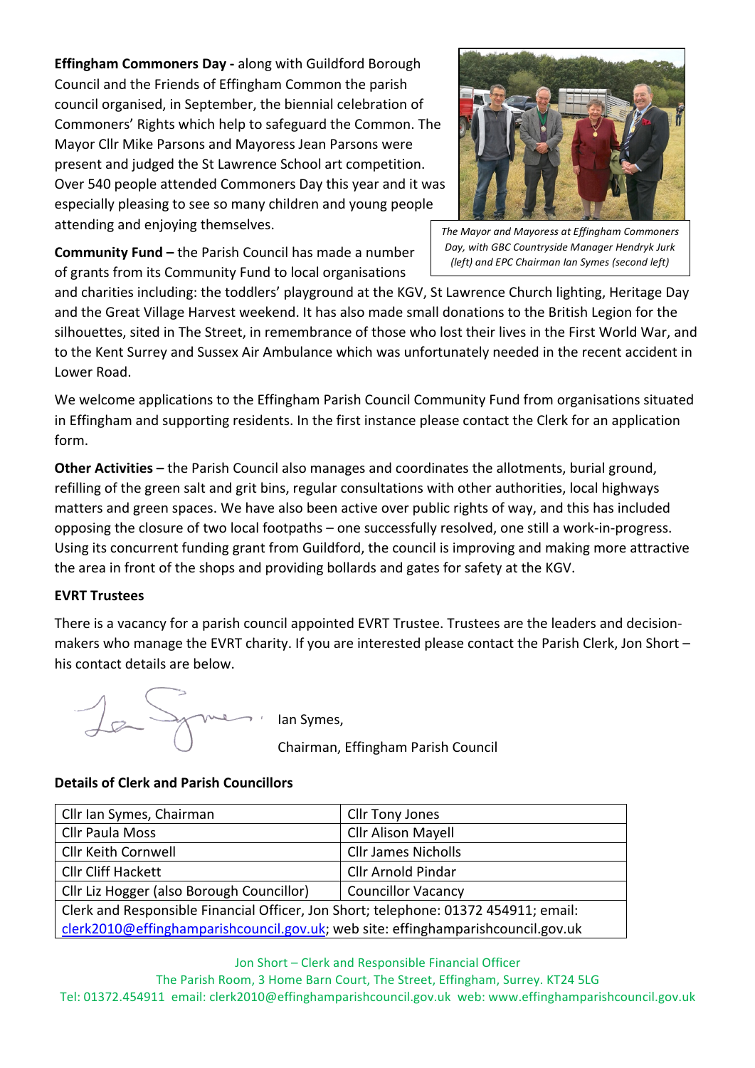**Effingham Commoners Day -** along with Guildford Borough Council and the Friends of Effingham Common the parish council organised, in September, the biennial celebration of Commoners' Rights which help to safeguard the Common. The Mayor Cllr Mike Parsons and Mayoress Jean Parsons were present and judged the St Lawrence School art competition. Over 540 people attended Commoners Day this year and it was especially pleasing to see so many children and young people attending and enjoying themselves.

*The Mayor and Mayoress at Effingham Commoners Day, with GBC Countryside Manager Hendryk Jurk (left) and EPC Chairman Ian Symes (second left)*

**Community Fund –** the Parish Council has made a number of grants from its Community Fund to local organisations and charities including: the toddlers' playground at the KGV, St Lawrence Church lighting, Heritage Day and the Great Village Harvest weekend. It has also made small donations to the British Legion for the silhouettes, sited in The Street, in remembrance of those who lost their lives in the First World War, and to the Kent Surrey and Sussex Air Ambulance which was unfortunately needed in the recent accident in Lower Road.

We welcome applications to the Effingham Parish Council Community Fund from organisations situated in Effingham and supporting residents. In the first instance please contact the Clerk for an application form.

**Other Activities –** the Parish Council also manages and coordinates the allotments, burial ground, refilling of the green salt and grit bins, regular consultations with other authorities, local highways matters and green spaces. We have also been active over public rights of way, and this has included opposing the closure of two local footpaths – one successfully resolved, one still a work-in-progress. Using its concurrent funding grant from Guildford, the council is improving and making more attractive the area in front of the shops and providing bollards and gates for safety at the KGV.

**EVRT Trustees**

There is a vacancy for a parish council appointed EVRT Trustee. Trustees are the leaders and decision-makers who manage the EVRT charity. If you are interested please contact the Parish Clerk, Jon Short – his contact details are below.

Ian Symes,

Chairman, Effingham Parish Council

**Details of Clerk and Parish Councillors**

| | |
|---|---|
| Cllr Ian Symes, Chairman | Cllr Tony Jones |
| Cllr Paula Moss | Cllr Alison Mayell |
| Cllr Keith Cornwell | Cllr James Nicholls |
| Cllr Cliff Hackett | Cllr Arnold Pindar |
| Cllr Liz Hogger (also Borough Councillor) | Councillor Vacancy |
| Clerk and Responsible Financial Officer, Jon Short; telephone: 01372 454911; email: clerk2010@effinghamparishcouncil.gov.uk; web site: effinghamparishcouncil.gov.uk | |

Jon Short – Clerk and Responsible Financial Officer
The Parish Room, 3 Home Barn Court, The Street, Effingham, Surrey. KT24 5LG
Tel: 01372.454911 email: clerk2010@effinghamparishcouncil.gov.uk web: www.effinghamparishcouncil.gov.uk